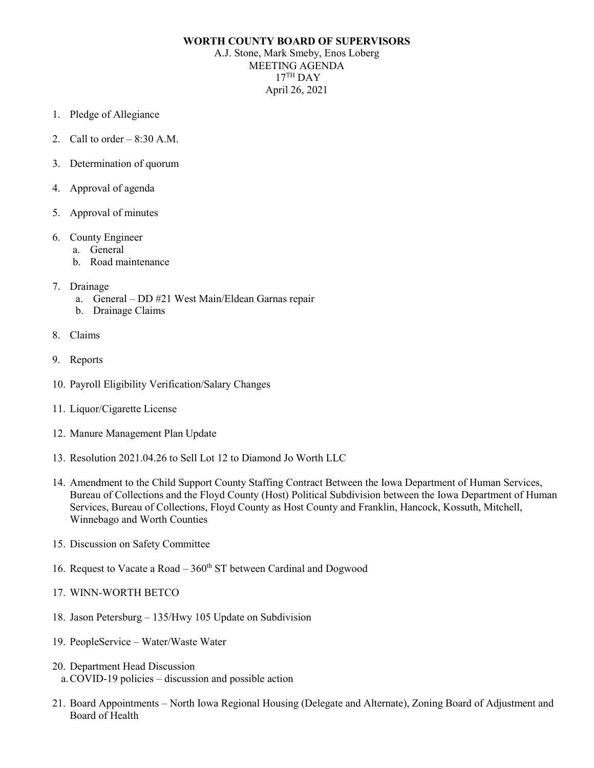**WORTH COUNTY BOARD OF SUPERVISORS**

A.J. Stone, Mark Smeby, Enos Loberg

MEETING AGENDA

17TH DAY

April 26, 2021

1. Pledge of Allegiance

2. Call to order – 8:30 A.M.

3. Determination of quorum

4. Approval of agenda

5. Approval of minutes

6. County Engineer
   a. General
   b. Road maintenance

7. Drainage
   a. General – DD #21 West Main/Eldean Garnas repair
   b. Drainage Claims

8. Claims

9. Reports

10. Payroll Eligibility Verification/Salary Changes

11. Liquor/Cigarette License

12. Manure Management Plan Update

13. Resolution 2021.04.26 to Sell Lot 12 to Diamond Jo Worth LLC

14. Amendment to the Child Support County Staffing Contract Between the Iowa Department of Human Services, Bureau of Collections and the Floyd County (Host) Political Subdivision between the Iowa Department of Human Services, Bureau of Collections, Floyd County as Host County and Franklin, Hancock, Kossuth, Mitchell, Winnebago and Worth Counties

15. Discussion on Safety Committee

16. Request to Vacate a Road – 360th ST between Cardinal and Dogwood

17. WINN-WORTH BETCO

18. Jason Petersburg – 135/Hwy 105 Update on Subdivision

19. PeopleService – Water/Waste Water

20. Department Head Discussion
    a. COVID-19 policies – discussion and possible action

21. Board Appointments – North Iowa Regional Housing (Delegate and Alternate), Zoning Board of Adjustment and Board of Health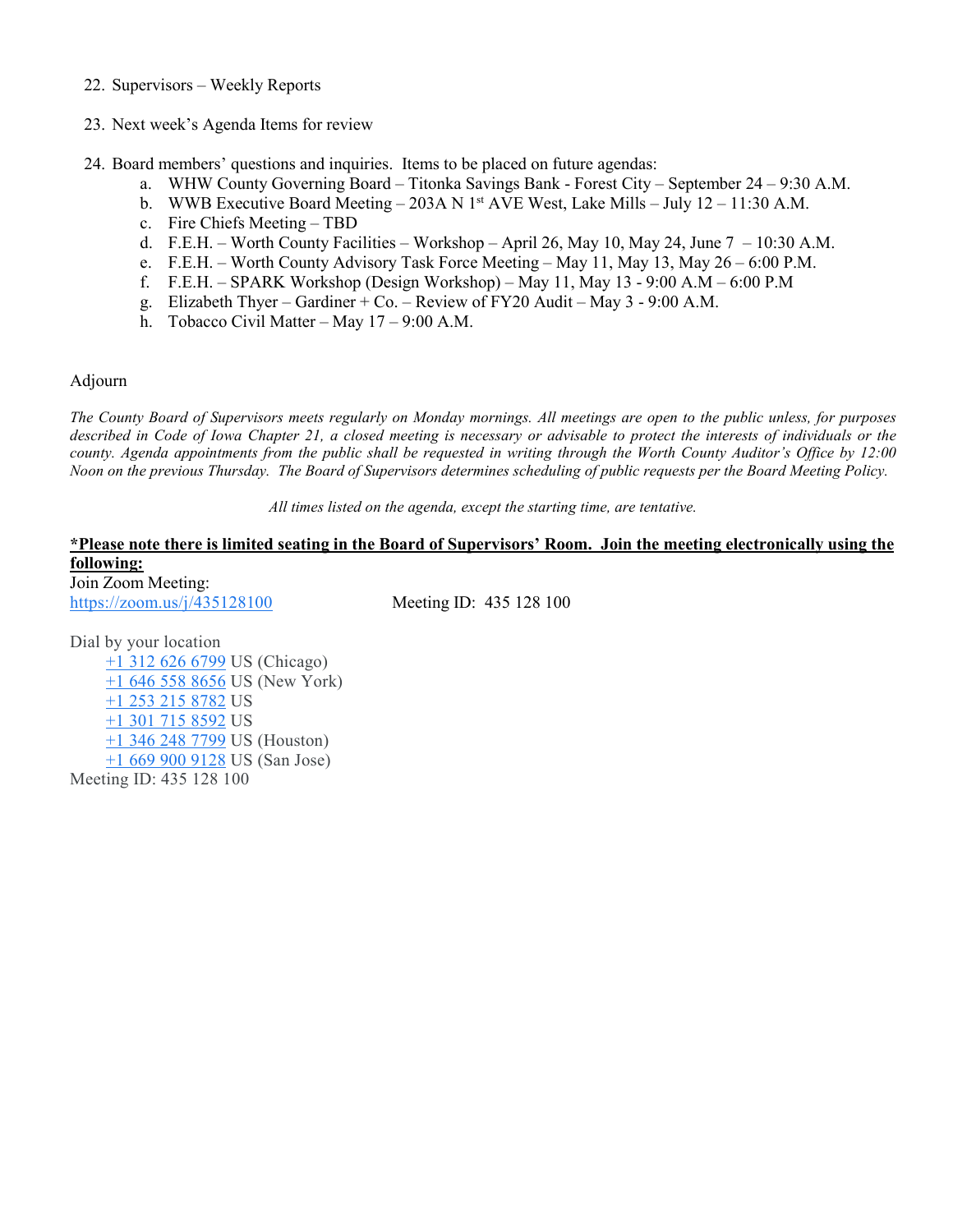22. Supervisors – Weekly Reports

23. Next week's Agenda Items for review

24. Board members' questions and inquiries. Items to be placed on future agendas:
    a. WHW County Governing Board – Titonka Savings Bank - Forest City – September 24 – 9:30 A.M.
    b. WWB Executive Board Meeting – 203A N 1st AVE West, Lake Mills – July 12 – 11:30 A.M.
    c. Fire Chiefs Meeting – TBD
    d. F.E.H. – Worth County Facilities – Workshop – April 26, May 10, May 24, June 7 – 10:30 A.M.
    e. F.E.H. – Worth County Advisory Task Force Meeting – May 11, May 13, May 26 – 6:00 P.M.
    f. F.E.H. – SPARK Workshop (Design Workshop) – May 11, May 13 - 9:00 A.M – 6:00 P.M
    g. Elizabeth Thyer – Gardiner + Co. – Review of FY20 Audit – May 3 - 9:00 A.M.
    h. Tobacco Civil Matter – May 17 – 9:00 A.M.

Adjourn

*The County Board of Supervisors meets regularly on Monday mornings. All meetings are open to the public unless, for purposes described in Code of Iowa Chapter 21, a closed meeting is necessary or advisable to protect the interests of individuals or the county. Agenda appointments from the public shall be requested in writing through the Worth County Auditor's Office by 12:00 Noon on the previous Thursday. The Board of Supervisors determines scheduling of public requests per the Board Meeting Policy.*

*All times listed on the agenda, except the starting time, are tentative.*

**<u>*Please note there is limited seating in the Board of Supervisors' Room. Join the meeting electronically using the following:</u>**

Join Zoom Meeting:
https://zoom.us/j/435128100 Meeting ID: 435 128 100

Dial by your location
- +1 312 626 6799 US (Chicago)
- +1 646 558 8656 US (New York)
- +1 253 215 8782 US
- +1 301 715 8592 US
- +1 346 248 7799 US (Houston)
- +1 669 900 9128 US (San Jose)

Meeting ID: 435 128 100